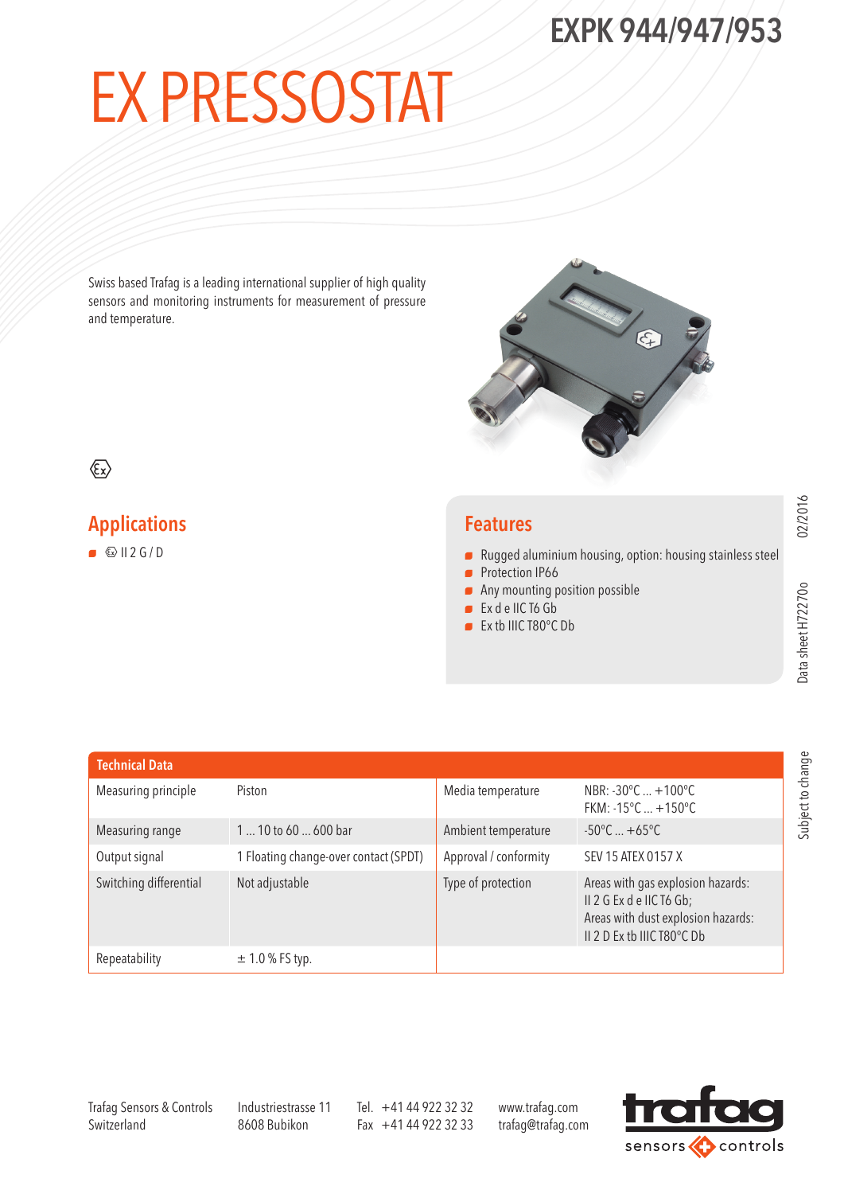# EXPK 944/947/953

# EX PRESSOSTAT

Swiss based Trafag is a leading international supplier of high quality sensors and monitoring instruments for measurement of pressure and temperature.

## Applications

- Ⓔx II 2 G / D

## Features

- Rugged aluminium housing, option: housing stainless steel
- Protection IP66
- Any mounting position possible
- Ex d e IIC T6 Gb
- Ex tb IIIC T80°C Db

Data sheet H72270o 02/2016

Subject to change

| Technical Data | | | |
|---|---|---|---|
| Measuring principle | Piston | Media temperature | NBR: -30°C ... +100°C<br>FKM: -15°C ... +150°C |
| Measuring range | 1 ... 10 to 60 ... 600 bar | Ambient temperature | -50°C ... +65°C |
| Output signal | 1 Floating change-over contact (SPDT) | Approval / conformity | SEV 15 ATEX 0157 X |
| Switching differential | Not adjustable | Type of protection | Areas with gas explosion hazards:<br>II 2 G Ex d e IIC T6 Gb;<br>Areas with dust explosion hazards:<br>II 2 D Ex tb IIIC T80°C Db |
| Repeatability | ± 1.0 % FS typ. | | |

Trafag Sensors & Controls
Switzerland

Industriestrasse 11
8608 Bubikon

Tel. +41 44 922 32 32
Fax +41 44 922 32 33

www.trafag.com
trafag@trafag.com

trafag sensors controls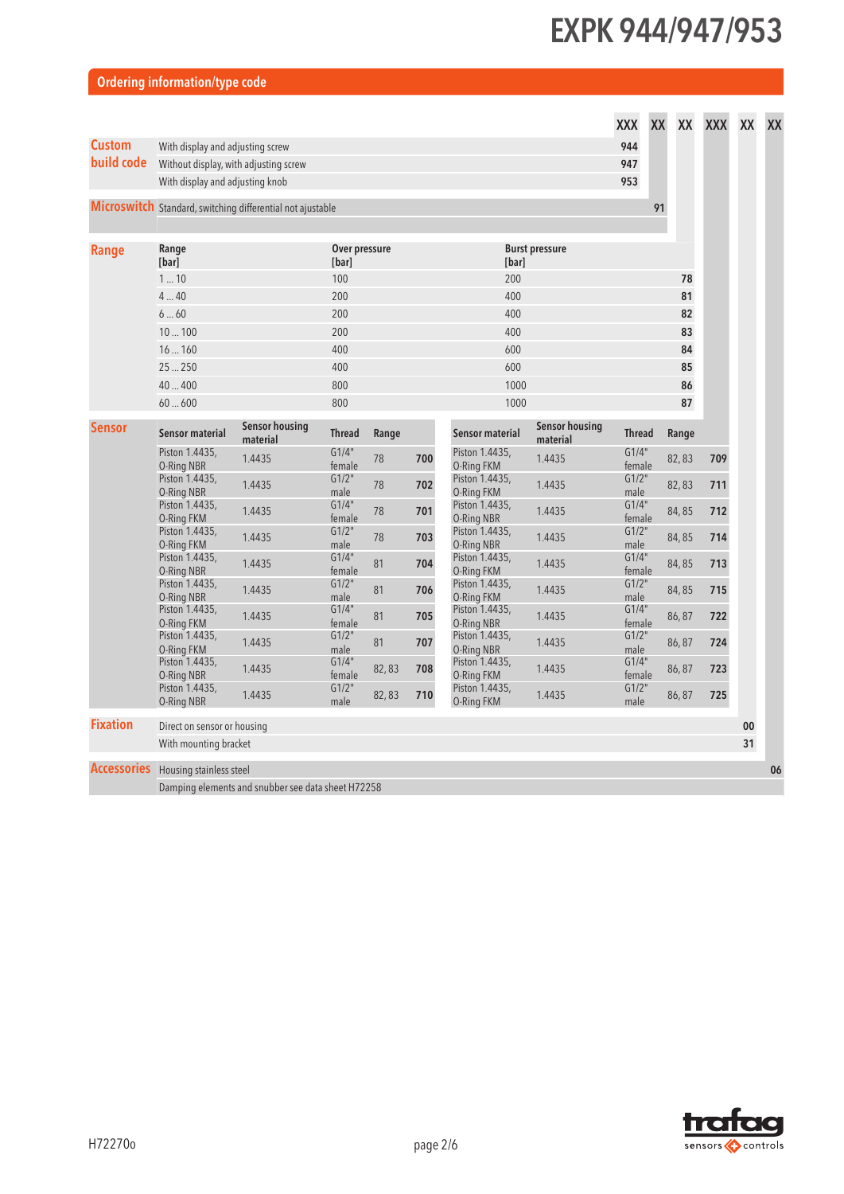## Ordering information/type code

Type code structure: XXX | XX | XX | XXX | XX | XX

### Custom build code (XXX)

| Description | Code |
|---|---|
| With display and adjusting screw | 944 |
| Without display, with adjusting screw | 947 |
| With display and adjusting knob | 953 |

### Microswitch (XX)

| Description | Code |
|---|---|
| Standard, switching differential not ajustable | 91 |

### Range (XX)

| Range [bar] | Over pressure [bar] | Burst pressure [bar] | Code |
|---|---|---|---|
| 1 ... 10 | 100 | 200 | 78 |
| 4 ... 40 | 200 | 400 | 81 |
| 6 ... 60 | 200 | 400 | 82 |
| 10 ... 100 | 200 | 400 | 83 |
| 16 ... 160 | 400 | 600 | 84 |
| 25 ... 250 | 400 | 600 | 85 |
| 40 ... 400 | 800 | 1000 | 86 |
| 60 ... 600 | 800 | 1000 | 87 |

### Sensor (XXX)

| Sensor material | Sensor housing material | Thread | Range | Code |
|---|---|---|---|---|
| Piston 1.4435, O-Ring NBR | 1.4435 | G1/4" female | 78 | 700 |
| Piston 1.4435, O-Ring NBR | 1.4435 | G1/2" male | 78 | 702 |
| Piston 1.4435, O-Ring FKM | 1.4435 | G1/4" female | 78 | 701 |
| Piston 1.4435, O-Ring FKM | 1.4435 | G1/2" male | 78 | 703 |
| Piston 1.4435, O-Ring NBR | 1.4435 | G1/4" female | 81 | 704 |
| Piston 1.4435, O-Ring NBR | 1.4435 | G1/2" male | 81 | 706 |
| Piston 1.4435, O-Ring FKM | 1.4435 | G1/4" female | 81 | 705 |
| Piston 1.4435, O-Ring FKM | 1.4435 | G1/2" male | 81 | 707 |
| Piston 1.4435, O-Ring NBR | 1.4435 | G1/4" female | 82, 83 | 708 |
| Piston 1.4435, O-Ring NBR | 1.4435 | G1/2" male | 82, 83 | 710 |
| Piston 1.4435, O-Ring FKM | 1.4435 | G1/4" female | 82, 83 | 709 |
| Piston 1.4435, O-Ring FKM | 1.4435 | G1/2" male | 82, 83 | 711 |
| Piston 1.4435, O-Ring NBR | 1.4435 | G1/4" female | 84, 85 | 712 |
| Piston 1.4435, O-Ring NBR | 1.4435 | G1/2" male | 84, 85 | 714 |
| Piston 1.4435, O-Ring FKM | 1.4435 | G1/4" female | 84, 85 | 713 |
| Piston 1.4435, O-Ring FKM | 1.4435 | G1/2" male | 84, 85 | 715 |
| Piston 1.4435, O-Ring NBR | 1.4435 | G1/4" female | 86, 87 | 722 |
| Piston 1.4435, O-Ring NBR | 1.4435 | G1/2" male | 86, 87 | 724 |
| Piston 1.4435, O-Ring FKM | 1.4435 | G1/4" female | 86, 87 | 723 |
| Piston 1.4435, O-Ring FKM | 1.4435 | G1/2" male | 86, 87 | 725 |

### Fixation (XX)

| Description | Code |
|---|---|
| Direct on sensor or housing | 00 |
| With mounting bracket | 31 |

### Accessories (XX)

| Description | Code |
|---|---|
| Housing stainless steel | 06 |
| Damping elements and snubber see data sheet H72258 | |

H72270o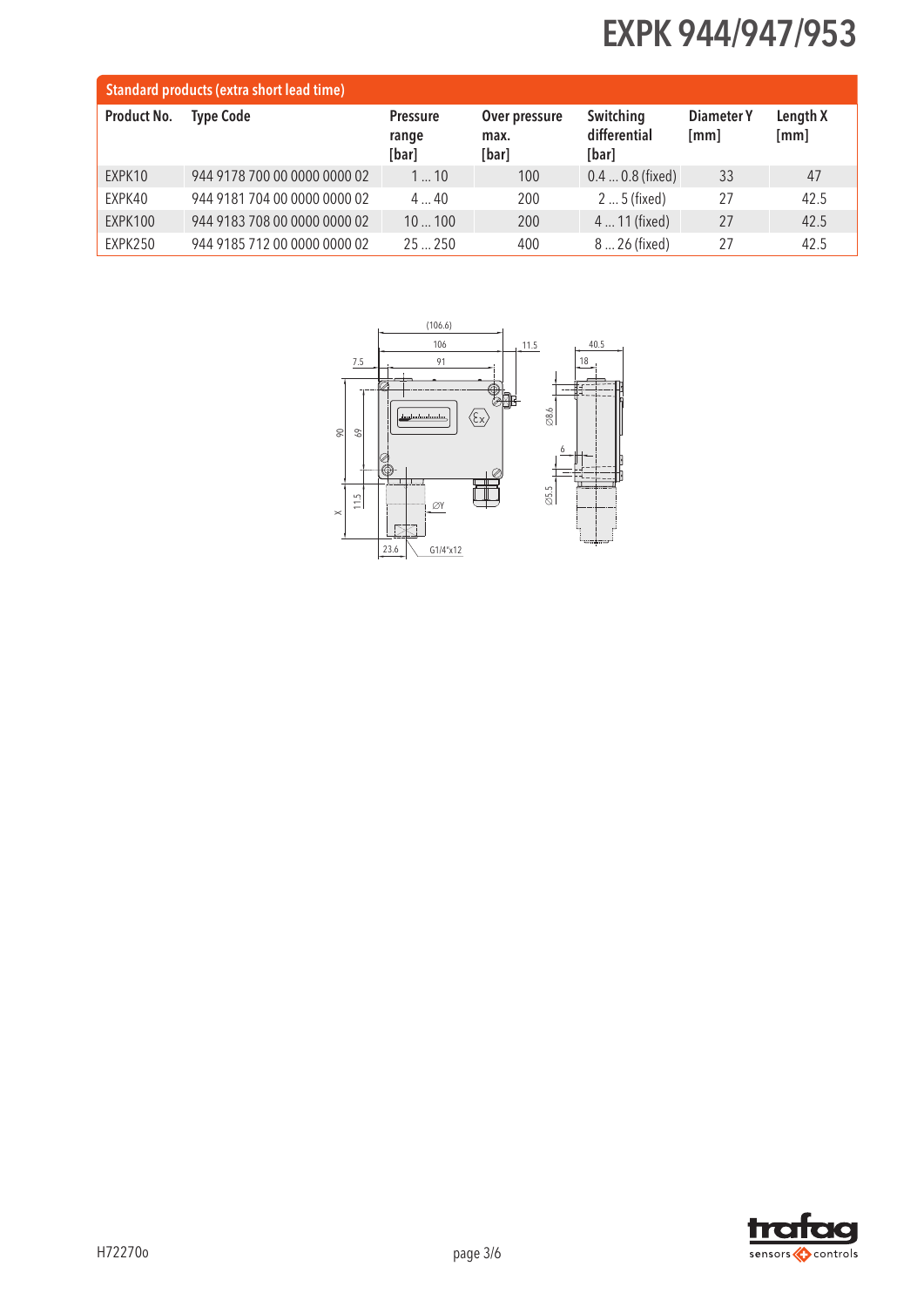## Standard products (extra short lead time)

| Product No. | Type Code | Pressure range [bar] | Over pressure max. [bar] | Switching differential [bar] | Diameter Y [mm] | Length X [mm] |
|---|---|---|---|---|---|---|
| EXPK10 | 944 9178 700 00 0000 0000 02 | 1 ... 10 | 100 | 0.4 ... 0.8 (fixed) | 33 | 47 |
| EXPK40 | 944 9181 704 00 0000 0000 02 | 4 ... 40 | 200 | 2 ... 5 (fixed) | 27 | 42.5 |
| EXPK100 | 944 9183 708 00 0000 0000 02 | 10 ... 100 | 200 | 4 ... 11 (fixed) | 27 | 42.5 |
| EXPK250 | 944 9185 712 00 0000 0000 02 | 25 ... 250 | 400 | 8 ... 26 (fixed) | 27 | 42.5 |

(106.6) 106 91 7.5 11.5 40.5 18 90 69 11.5 X ØY 23.6 G1/4"x12 Ø8.6 6 Ø5.5

H72270o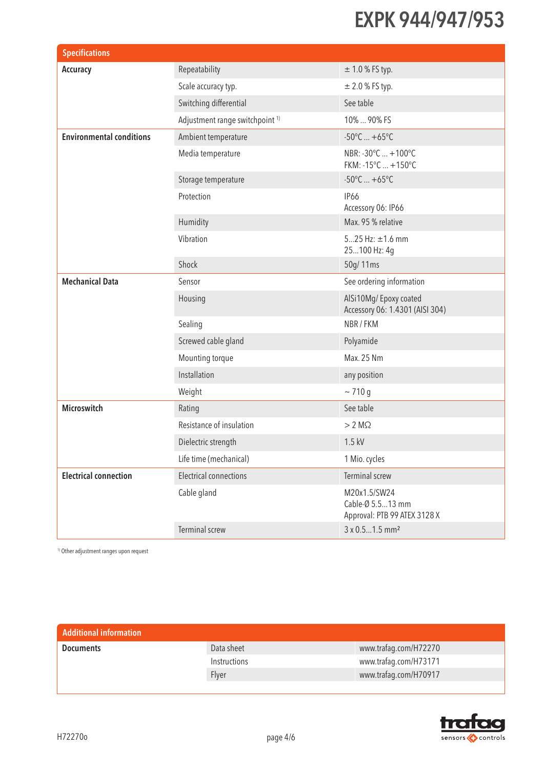# EXPK 944/947/953

| Specifications | | |
|---|---|---|
| **Accuracy** | Repeatability | ± 1.0 % FS typ. |
| | Scale accuracy typ. | ± 2.0 % FS typ. |
| | Switching differential | See table |
| | Adjustment range switchpoint [1] | 10% ... 90% FS |
| **Environmental conditions** | Ambient temperature | -50°C ... +65°C |
| | Media temperature | NBR: -30°C ... +100°C<br>FKM: -15°C ... +150°C |
| | Storage temperature | -50°C ... +65°C |
| | Protection | IP66<br>Accessory 06: IP66 |
| | Humidity | Max. 95 % relative |
| | Vibration | 5...25 Hz: ±1.6 mm<br>25...100 Hz: 4g |
| | Shock | 50g/ 11ms |
| **Mechanical Data** | Sensor | See ordering information |
| | Housing | AlSi10Mg/ Epoxy coated<br>Accessory 06: 1.4301 (AISI 304) |
| | Sealing | NBR / FKM |
| | Screwed cable gland | Polyamide |
| | Mounting torque | Max. 25 Nm |
| | Installation | any position |
| | Weight | ~ 710 g |
| **Microswitch** | Rating | See table |
| | Resistance of insulation | > 2 MΩ |
| | Dielectric strength | 1.5 kV |
| | Life time (mechanical) | 1 Mio. cycles |
| **Electrical connection** | Electrical connections | Terminal screw |
| | Cable gland | M20x1.5/SW24<br>Cable-Ø 5.5...13 mm<br>Approval: PTB 99 ATEX 3128 X |
| | Terminal screw | 3 x 0.5...1.5 mm² |

[1] Other adjustment ranges upon request

| Additional information | | |
|---|---|---|
| **Documents** | Data sheet | www.trafag.com/H72270 |
| | Instructions | www.trafag.com/H73171 |
| | Flyer | www.trafag.com/H70917 |

H72270o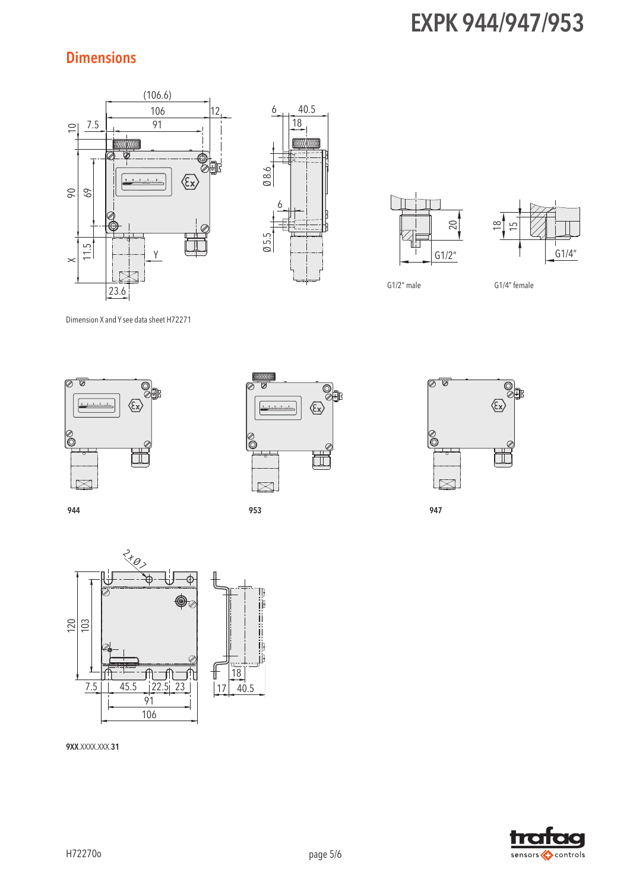## Dimensions

G1/2" male

G1/4" female

Dimension X and Y see data sheet H72271

944

953

947

**9XX**.XXXX.XXX.**31**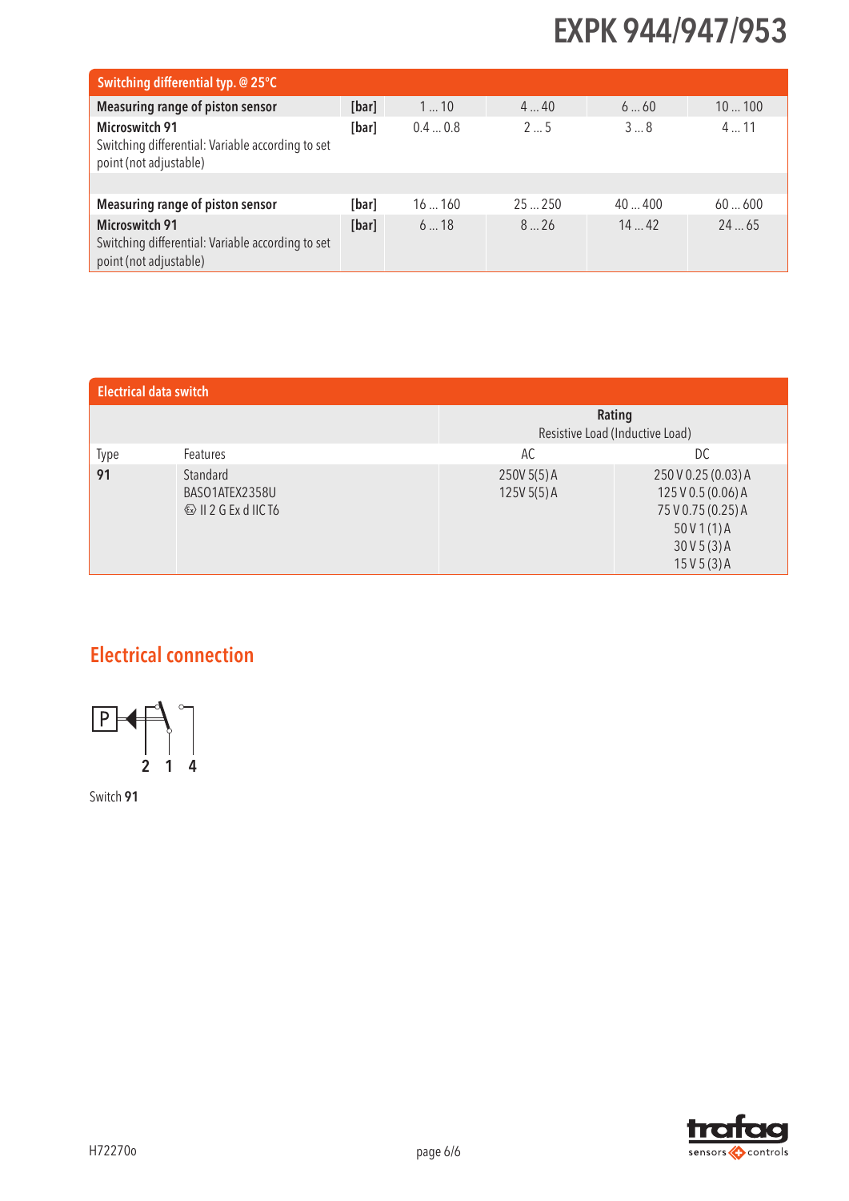| Switching differential typ. @ 25°C | | | | | |
|---|---|---|---|---|---|
| **Measuring range of piston sensor** | **[bar]** | 1 ... 10 | 4 ... 40 | 6 ... 60 | 10 ... 100 |
| **Microswitch 91**<br>Switching differential: Variable according to set point (not adjustable) | **[bar]** | 0.4 ... 0.8 | 2 ... 5 | 3 ... 8 | 4 ... 11 |
| | | | | | |
| **Measuring range of piston sensor** | **[bar]** | 16 ... 160 | 25 ... 250 | 40 ... 400 | 60 ... 600 |
| **Microswitch 91**<br>Switching differential: Variable according to set point (not adjustable) | **[bar]** | 6 ... 18 | 8 ... 26 | 14 ... 42 | 24 ... 65 |

| Electrical data switch | | | |
|---|---|---|---|
| | | **Rating**<br>Resistive Load (Inductive Load) | |
| Type | Features | AC | DC |
| **91** | Standard<br>BASO1ATEX2358U<br>Ex II 2 G Ex d IIC T6 | 250V 5(5) A<br>125V 5(5) A | 250 V 0.25 (0.03) A<br>125 V 0.5 (0.06) A<br>75 V 0.75 (0.25) A<br>50 V 1 (1) A<br>30 V 5 (3) A<br>15 V 5 (3) A |

## Electrical connection

P

2 1 4

Switch **91**

H72270o